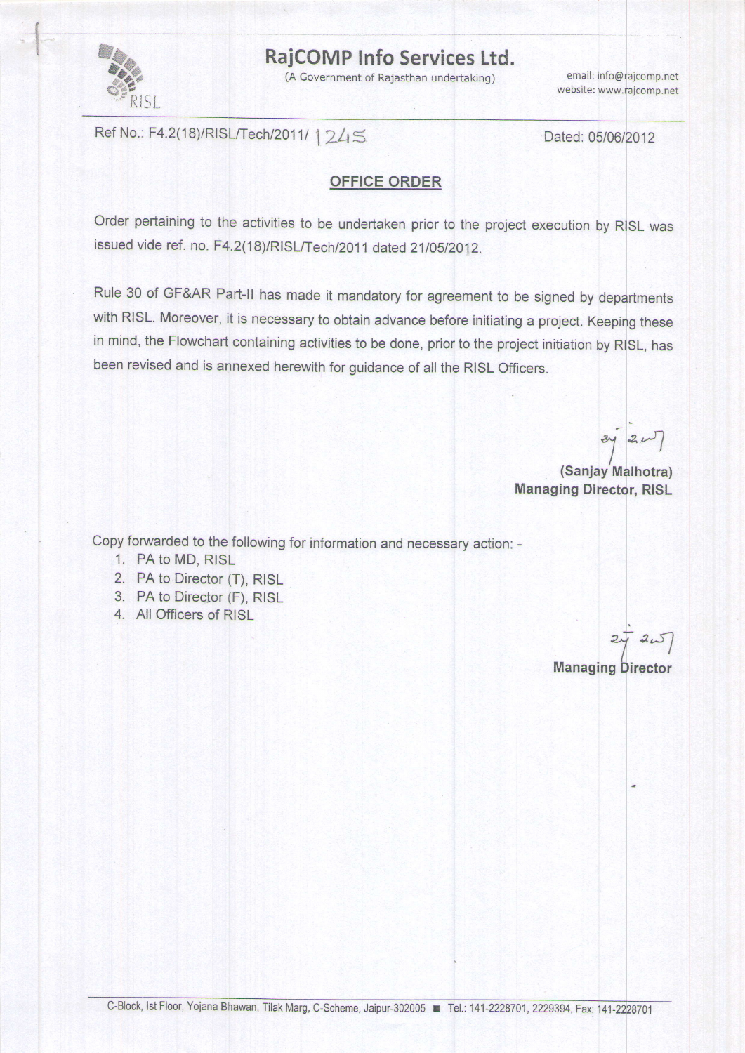# RajCOMP Info Services Ltd.

(A Government of Rajasthan undertaking)

email: info@rajcomp.net
website: www.rajcomp.net

Ref No.: F4.2(18)/RISL/Tech/2011/ 1245

Dated: 05/06/2012

## OFFICE ORDER

Order pertaining to the activities to be undertaken prior to the project execution by RISL was issued vide ref. no. F4.2(18)/RISL/Tech/2011 dated 21/05/2012.

Rule 30 of GF&AR Part-II has made it mandatory for agreement to be signed by departments with RISL. Moreover, it is necessary to obtain advance before initiating a project. Keeping these in mind, the Flowchart containing activities to be done, prior to the project initiation by RISL, has been revised and is annexed herewith for guidance of all the RISL Officers.

**(Sanjay Malhotra)**
**Managing Director, RISL**

Copy forwarded to the following for information and necessary action: -

1. PA to MD, RISL
2. PA to Director (T), RISL
3. PA to Director (F), RISL
4. All Officers of RISL

**Managing Director**

C-Block, Ist Floor, Yojana Bhawan, Tilak Marg, C-Scheme, Jaipur-302005 ■ Tel.: 141-2228701, 2229394, Fax: 141-2228701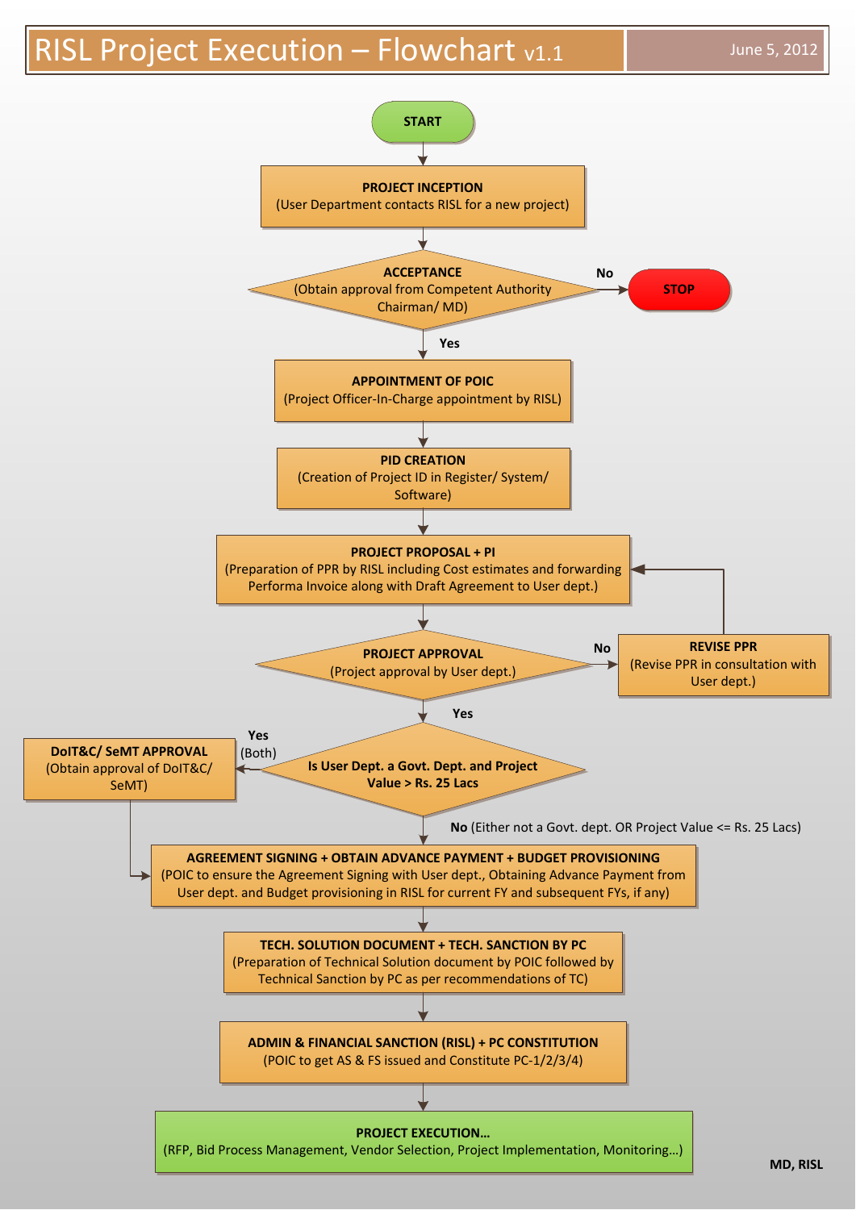# RISL Project Execution – Flowchart v1.1

June 5, 2012

START

**PROJECT INCEPTION**
(User Department contacts RISL for a new project)

**ACCEPTANCE**
(Obtain approval from Competent Authority Chairman/ MD)

No → STOP

Yes

**APPOINTMENT OF POIC**
(Project Officer-In-Charge appointment by RISL)

**PID CREATION**
(Creation of Project ID in Register/ System/ Software)

**PROJECT PROPOSAL + PI**
(Preparation of PPR by RISL including Cost estimates and forwarding Performa Invoice along with Draft Agreement to User dept.)

**PROJECT APPROVAL**
(Project approval by User dept.)

No → **REVISE PPR**
(Revise PPR in consultation with User dept.)

Yes

**Is User Dept. a Govt. Dept. and Project Value > Rs. 25 Lacs**

Yes (Both) → **DoIT&C/ SeMT APPROVAL**
(Obtain approval of DoIT&C/ SeMT)

**No** (Either not a Govt. dept. OR Project Value <= Rs. 25 Lacs)

**AGREEMENT SIGNING + OBTAIN ADVANCE PAYMENT + BUDGET PROVISIONING**
(POIC to ensure the Agreement Signing with User dept., Obtaining Advance Payment from User dept. and Budget provisioning in RISL for current FY and subsequent FYs, if any)

**TECH. SOLUTION DOCUMENT + TECH. SANCTION BY PC**
(Preparation of Technical Solution document by POIC followed by Technical Sanction by PC as per recommendations of TC)

**ADMIN & FINANCIAL SANCTION (RISL) + PC CONSTITUTION**
(POIC to get AS & FS issued and Constitute PC-1/2/3/4)

**PROJECT EXECUTION…**
(RFP, Bid Process Management, Vendor Selection, Project Implementation, Monitoring…)

**MD, RISL**